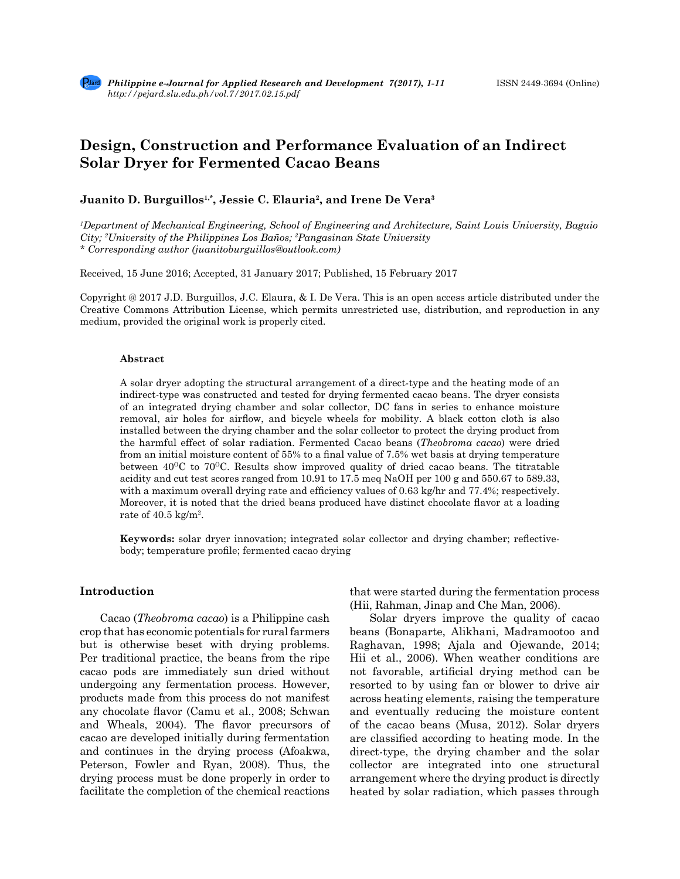# Design, Construction and Performance Evaluation of an Indirect Solar Dryer for Fermented Cacao Beans

**Juanito D. Burguillos[1,*], Jessie C. Elauria[2], and Irene De Vera[3]**

*[1]Department of Mechanical Engineering, School of Engineering and Architecture, Saint Louis University, Baguio City; [2]University of the Philippines Los Baños; [3]Pangasinan State University*
*\* Corresponding author (juanitoburguillos@outlook.com)*

Received, 15 June 2016; Accepted, 31 January 2017; Published, 15 February 2017

Copyright @ 2017 J.D. Burguillos, J.C. Elaura, & I. De Vera. This is an open access article distributed under the Creative Commons Attribution License, which permits unrestricted use, distribution, and reproduction in any medium, provided the original work is properly cited.

## Abstract

A solar dryer adopting the structural arrangement of a direct-type and the heating mode of an indirect-type was constructed and tested for drying fermented cacao beans. The dryer consists of an integrated drying chamber and solar collector, DC fans in series to enhance moisture removal, air holes for airflow, and bicycle wheels for mobility. A black cotton cloth is also installed between the drying chamber and the solar collector to protect the drying product from the harmful effect of solar radiation. Fermented Cacao beans (*Theobroma cacao*) were dried from an initial moisture content of 55% to a final value of 7.5% wet basis at drying temperature between 40$^{O}$C to 70$^{O}$C. Results show improved quality of dried cacao beans. The titratable acidity and cut test scores ranged from 10.91 to 17.5 meq NaOH per 100 g and 550.67 to 589.33, with a maximum overall drying rate and efficiency values of 0.63 kg/hr and 77.4%; respectively. Moreover, it is noted that the dried beans produced have distinct chocolate flavor at a loading rate of 40.5 kg/m$^2$.

**Keywords:** solar dryer innovation; integrated solar collector and drying chamber; reflective-body; temperature profile; fermented cacao drying

## Introduction

Cacao (*Theobroma cacao*) is a Philippine cash crop that has economic potentials for rural farmers but is otherwise beset with drying problems. Per traditional practice, the beans from the ripe cacao pods are immediately sun dried without undergoing any fermentation process. However, products made from this process do not manifest any chocolate flavor (Camu et al., 2008; Schwan and Wheals, 2004). The flavor precursors of cacao are developed initially during fermentation and continues in the drying process (Afoakwa, Peterson, Fowler and Ryan, 2008). Thus, the drying process must be done properly in order to facilitate the completion of the chemical reactions that were started during the fermentation process (Hii, Rahman, Jinap and Che Man, 2006).

Solar dryers improve the quality of cacao beans (Bonaparte, Alikhani, Madramootoo and Raghavan, 1998; Ajala and Ojewande, 2014; Hii et al., 2006). When weather conditions are not favorable, artificial drying method can be resorted to by using fan or blower to drive air across heating elements, raising the temperature and eventually reducing the moisture content of the cacao beans (Musa, 2012). Solar dryers are classified according to heating mode. In the direct-type, the drying chamber and the solar collector are integrated into one structural arrangement where the drying product is directly heated by solar radiation, which passes through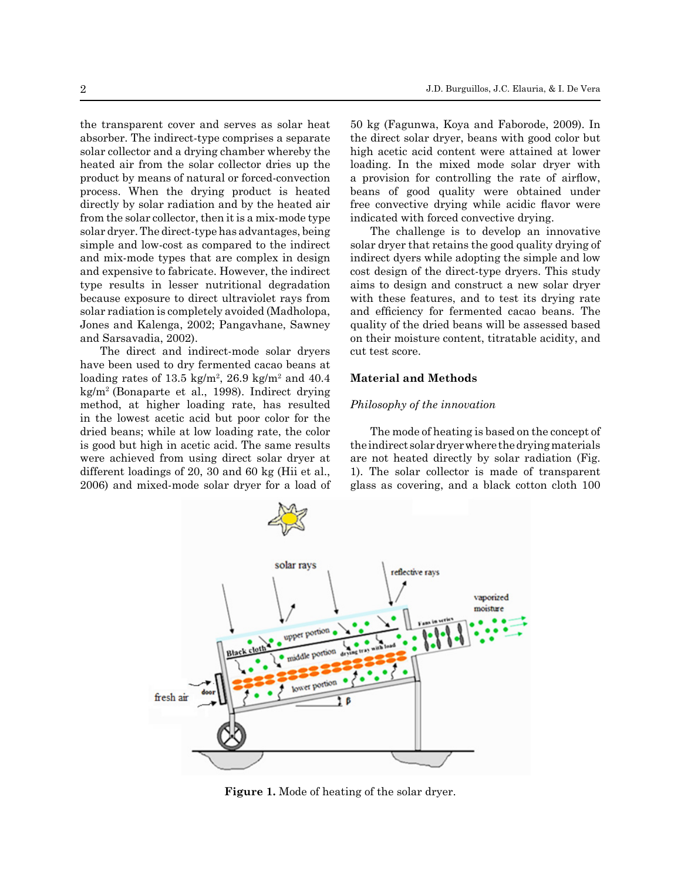the transparent cover and serves as solar heat absorber. The indirect-type comprises a separate solar collector and a drying chamber whereby the heated air from the solar collector dries up the product by means of natural or forced-convection process. When the drying product is heated directly by solar radiation and by the heated air from the solar collector, then it is a mix-mode type solar dryer. The direct-type has advantages, being simple and low-cost as compared to the indirect and mix-mode types that are complex in design and expensive to fabricate. However, the indirect type results in lesser nutritional degradation because exposure to direct ultraviolet rays from solar radiation is completely avoided (Madholopa, Jones and Kalenga, 2002; Pangavhane, Sawney and Sarsavadia, 2002).

The direct and indirect-mode solar dryers have been used to dry fermented cacao beans at loading rates of 13.5 kg/m$^2$, 26.9 kg/m$^2$ and 40.4 kg/m$^2$ (Bonaparte et al., 1998). Indirect drying method, at higher loading rate, has resulted in the lowest acetic acid but poor color for the dried beans; while at low loading rate, the color is good but high in acetic acid. The same results were achieved from using direct solar dryer at different loadings of 20, 30 and 60 kg (Hii et al., 2006) and mixed-mode solar dryer for a load of 50 kg (Fagunwa, Koya and Faborode, 2009). In the direct solar dryer, beans with good color but high acetic acid content were attained at lower loading. In the mixed mode solar dryer with a provision for controlling the rate of airflow, beans of good quality were obtained under free convective drying while acidic flavor were indicated with forced convective drying.

The challenge is to develop an innovative solar dryer that retains the good quality drying of indirect dyers while adopting the simple and low cost design of the direct-type dryers. This study aims to design and construct a new solar dryer with these features, and to test its drying rate and efficiency for fermented cacao beans. The quality of the dried beans will be assessed based on their moisture content, titratable acidity, and cut test score.

## Material and Methods

### *Philosophy of the innovation*

The mode of heating is based on the concept of the indirect solar dryer where the drying materials are not heated directly by solar radiation (Fig. 1). The solar collector is made of transparent glass as covering, and a black cotton cloth 100

**Figure 1.** Mode of heating of the solar dryer.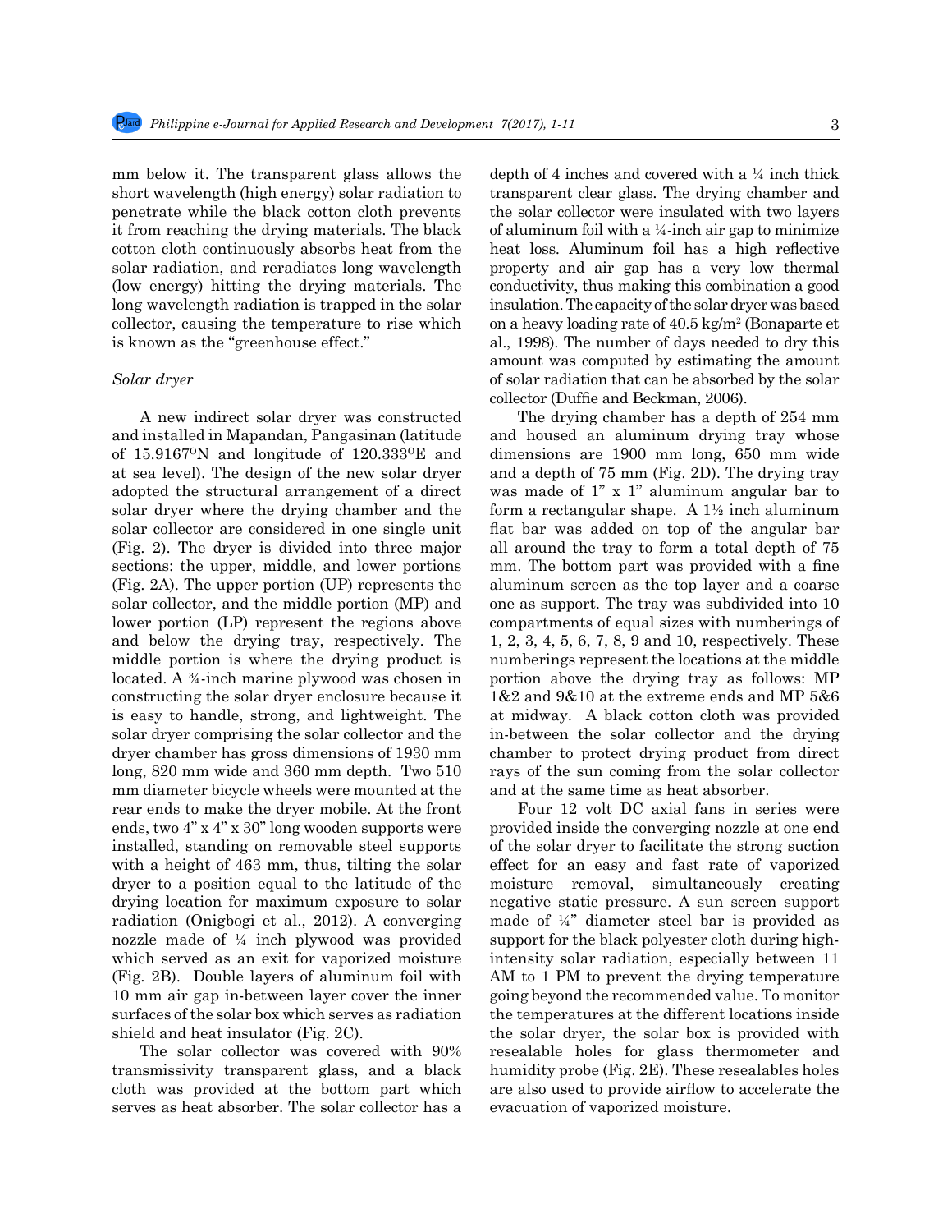mm below it. The transparent glass allows the short wavelength (high energy) solar radiation to penetrate while the black cotton cloth prevents it from reaching the drying materials. The black cotton cloth continuously absorbs heat from the solar radiation, and reradiates long wavelength (low energy) hitting the drying materials. The long wavelength radiation is trapped in the solar collector, causing the temperature to rise which is known as the "greenhouse effect."

### *Solar dryer*

A new indirect solar dryer was constructed and installed in Mapandan, Pangasinan (latitude of 15.9167$^{O}$N and longitude of 120.333$^{O}$E and at sea level). The design of the new solar dryer adopted the structural arrangement of a direct solar dryer where the drying chamber and the solar collector are considered in one single unit (Fig. 2). The dryer is divided into three major sections: the upper, middle, and lower portions (Fig. 2A). The upper portion (UP) represents the solar collector, and the middle portion (MP) and lower portion (LP) represent the regions above and below the drying tray, respectively. The middle portion is where the drying product is located. A ¾-inch marine plywood was chosen in constructing the solar dryer enclosure because it is easy to handle, strong, and lightweight. The solar dryer comprising the solar collector and the dryer chamber has gross dimensions of 1930 mm long, 820 mm wide and 360 mm depth. Two 510 mm diameter bicycle wheels were mounted at the rear ends to make the dryer mobile. At the front ends, two 4" x 4" x 30" long wooden supports were installed, standing on removable steel supports with a height of 463 mm, thus, tilting the solar dryer to a position equal to the latitude of the drying location for maximum exposure to solar radiation (Onigbogi et al., 2012). A converging nozzle made of ¼ inch plywood was provided which served as an exit for vaporized moisture (Fig. 2B). Double layers of aluminum foil with 10 mm air gap in-between layer cover the inner surfaces of the solar box which serves as radiation shield and heat insulator (Fig. 2C).

The solar collector was covered with 90% transmissivity transparent glass, and a black cloth was provided at the bottom part which serves as heat absorber. The solar collector has a depth of 4 inches and covered with a ¼ inch thick transparent clear glass. The drying chamber and the solar collector were insulated with two layers of aluminum foil with a ¼-inch air gap to minimize heat loss. Aluminum foil has a high reflective property and air gap has a very low thermal conductivity, thus making this combination a good insulation. The capacity of the solar dryer was based on a heavy loading rate of 40.5 kg/m$^2$ (Bonaparte et al., 1998). The number of days needed to dry this amount was computed by estimating the amount of solar radiation that can be absorbed by the solar collector (Duffie and Beckman, 2006).

The drying chamber has a depth of 254 mm and housed an aluminum drying tray whose dimensions are 1900 mm long, 650 mm wide and a depth of 75 mm (Fig. 2D). The drying tray was made of 1" x 1" aluminum angular bar to form a rectangular shape. A 1½ inch aluminum flat bar was added on top of the angular bar all around the tray to form a total depth of 75 mm. The bottom part was provided with a fine aluminum screen as the top layer and a coarse one as support. The tray was subdivided into 10 compartments of equal sizes with numberings of 1, 2, 3, 4, 5, 6, 7, 8, 9 and 10, respectively. These numberings represent the locations at the middle portion above the drying tray as follows: MP 1&2 and 9&10 at the extreme ends and MP 5&6 at midway. A black cotton cloth was provided in-between the solar collector and the drying chamber to protect drying product from direct rays of the sun coming from the solar collector and at the same time as heat absorber.

Four 12 volt DC axial fans in series were provided inside the converging nozzle at one end of the solar dryer to facilitate the strong suction effect for an easy and fast rate of vaporized moisture removal, simultaneously creating negative static pressure. A sun screen support made of ¼" diameter steel bar is provided as support for the black polyester cloth during high-intensity solar radiation, especially between 11 AM to 1 PM to prevent the drying temperature going beyond the recommended value. To monitor the temperatures at the different locations inside the solar dryer, the solar box is provided with resealable holes for glass thermometer and humidity probe (Fig. 2E). These resealables holes are also used to provide airflow to accelerate the evacuation of vaporized moisture.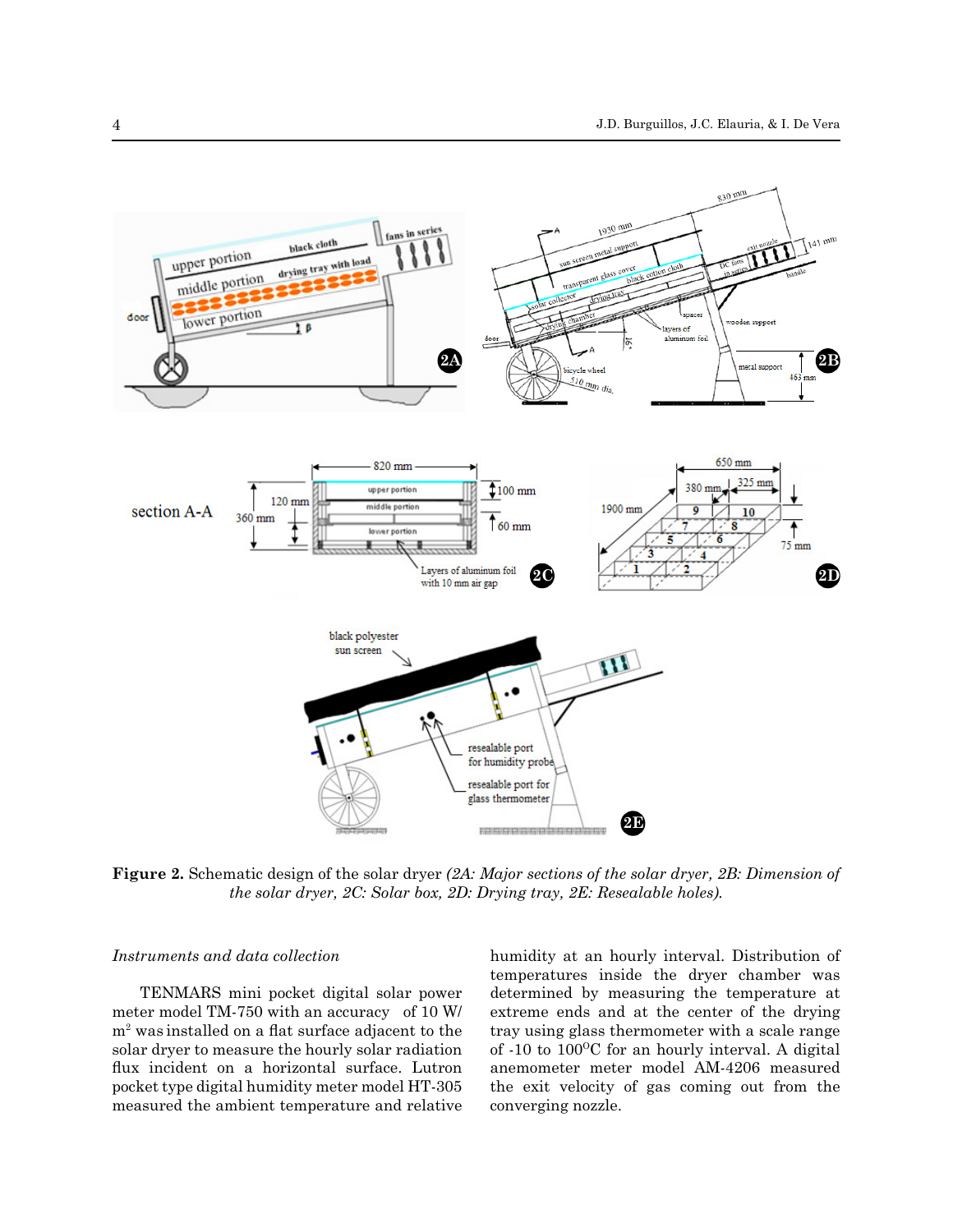**Figure 2.** Schematic design of the solar dryer *(2A: Major sections of the solar dryer, 2B: Dimension of the solar dryer, 2C: Solar box, 2D: Drying tray, 2E: Resealable holes).*

*Instruments and data collection*

TENMARS mini pocket digital solar power meter model TM-750 with an accuracy of 10 W/m$^2$ was installed on a flat surface adjacent to the solar dryer to measure the hourly solar radiation flux incident on a horizontal surface. Lutron pocket type digital humidity meter model HT-305 measured the ambient temperature and relative humidity at an hourly interval. Distribution of temperatures inside the dryer chamber was determined by measuring the temperature at extreme ends and at the center of the drying tray using glass thermometer with a scale range of -10 to 100$^{O}$C for an hourly interval. A digital anemometer meter model AM-4206 measured the exit velocity of gas coming out from the converging nozzle.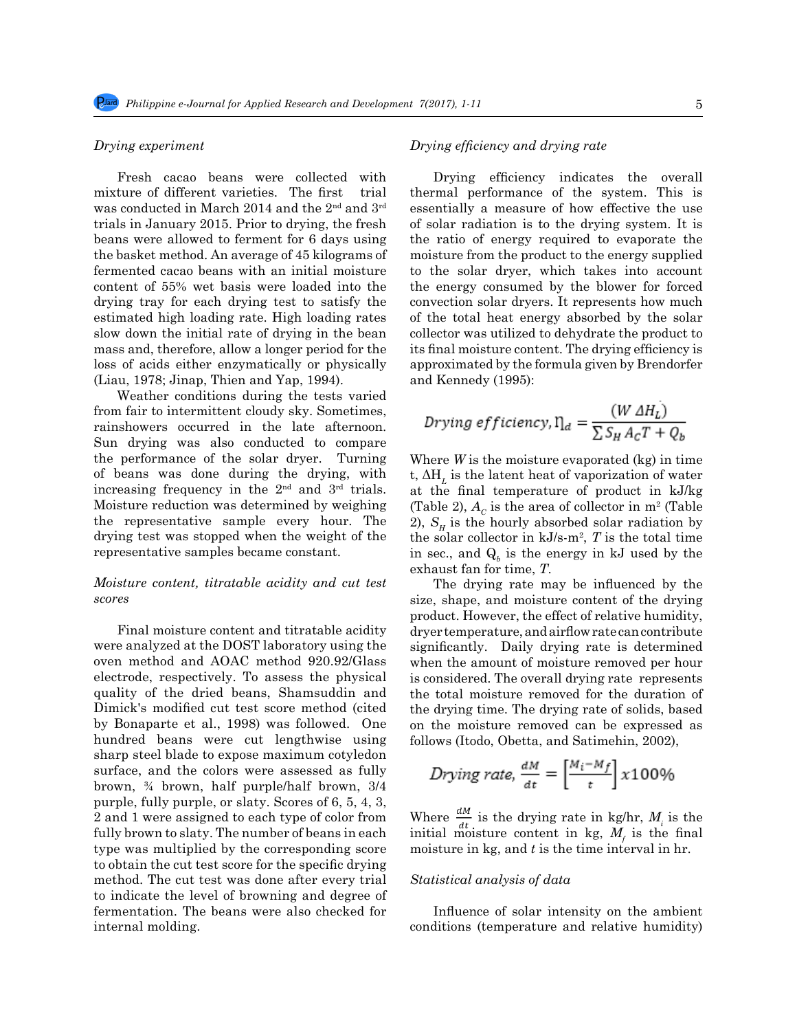### *Drying experiment*

Fresh cacao beans were collected with mixture of different varieties. The first trial was conducted in March 2014 and the 2nd and 3rd trials in January 2015. Prior to drying, the fresh beans were allowed to ferment for 6 days using the basket method. An average of 45 kilograms of fermented cacao beans with an initial moisture content of 55% wet basis were loaded into the drying tray for each drying test to satisfy the estimated high loading rate. High loading rates slow down the initial rate of drying in the bean mass and, therefore, allow a longer period for the loss of acids either enzymatically or physically (Liau, 1978; Jinap, Thien and Yap, 1994).

Weather conditions during the tests varied from fair to intermittent cloudy sky. Sometimes, rainshowers occurred in the late afternoon. Sun drying was also conducted to compare the performance of the solar dryer. Turning of beans was done during the drying, with increasing frequency in the 2nd and 3rd trials. Moisture reduction was determined by weighing the representative sample every hour. The drying test was stopped when the weight of the representative samples became constant.

### *Moisture content, titratable acidity and cut test scores*

Final moisture content and titratable acidity were analyzed at the DOST laboratory using the oven method and AOAC method 920.92/Glass electrode, respectively. To assess the physical quality of the dried beans, Shamsuddin and Dimick's modified cut test score method (cited by Bonaparte et al., 1998) was followed. One hundred beans were cut lengthwise using sharp steel blade to expose maximum cotyledon surface, and the colors were assessed as fully brown, ¾ brown, half purple/half brown, 3/4 purple, fully purple, or slaty. Scores of 6, 5, 4, 3, 2 and 1 were assigned to each type of color from fully brown to slaty. The number of beans in each type was multiplied by the corresponding score to obtain the cut test score for the specific drying method. The cut test was done after every trial to indicate the level of browning and degree of fermentation. The beans were also checked for internal molding.

### *Drying efficiency and drying rate*

Drying efficiency indicates the overall thermal performance of the system. This is essentially a measure of how effective the use of solar radiation is to the drying system. It is the ratio of energy required to evaporate the moisture from the product to the energy supplied to the solar dryer, which takes into account the energy consumed by the blower for forced convection solar dryers. It represents how much of the total heat energy absorbed by the solar collector was utilized to dehydrate the product to its final moisture content. The drying efficiency is approximated by the formula given by Brendorfer and Kennedy (1995):

$$\text{Drying efficiency}, \eta_d = \frac{(W \, \Delta H_L)}{\sum S_H A_C T + Q_b}$$

Where $W$ is the moisture evaporated (kg) in time t, $\Delta H_L$ is the latent heat of vaporization of water at the final temperature of product in kJ/kg (Table 2), $A_C$ is the area of collector in m$^2$ (Table 2), $S_H$ is the hourly absorbed solar radiation by the solar collector in kJ/s-m$^2$, $T$ is the total time in sec., and $Q_b$ is the energy in kJ used by the exhaust fan for time, $T$.

The drying rate may be influenced by the size, shape, and moisture content of the drying product. However, the effect of relative humidity, dryer temperature, and airflow rate can contribute significantly. Daily drying rate is determined when the amount of moisture removed per hour is considered. The overall drying rate represents the total moisture removed for the duration of the drying time. The drying rate of solids, based on the moisture removed can be expressed as follows (Itodo, Obetta, and Satimehin, 2002),

$$\text{Drying rate}, \frac{dM}{dt} = \left[\frac{M_i - M_f}{t}\right] x100\%$$

Where $\frac{dM}{dt}$ is the drying rate in kg/hr, $M_i$ is the initial moisture content in kg, $M_f$ is the final moisture in kg, and $t$ is the time interval in hr.

### *Statistical analysis of data*

Influence of solar intensity on the ambient conditions (temperature and relative humidity)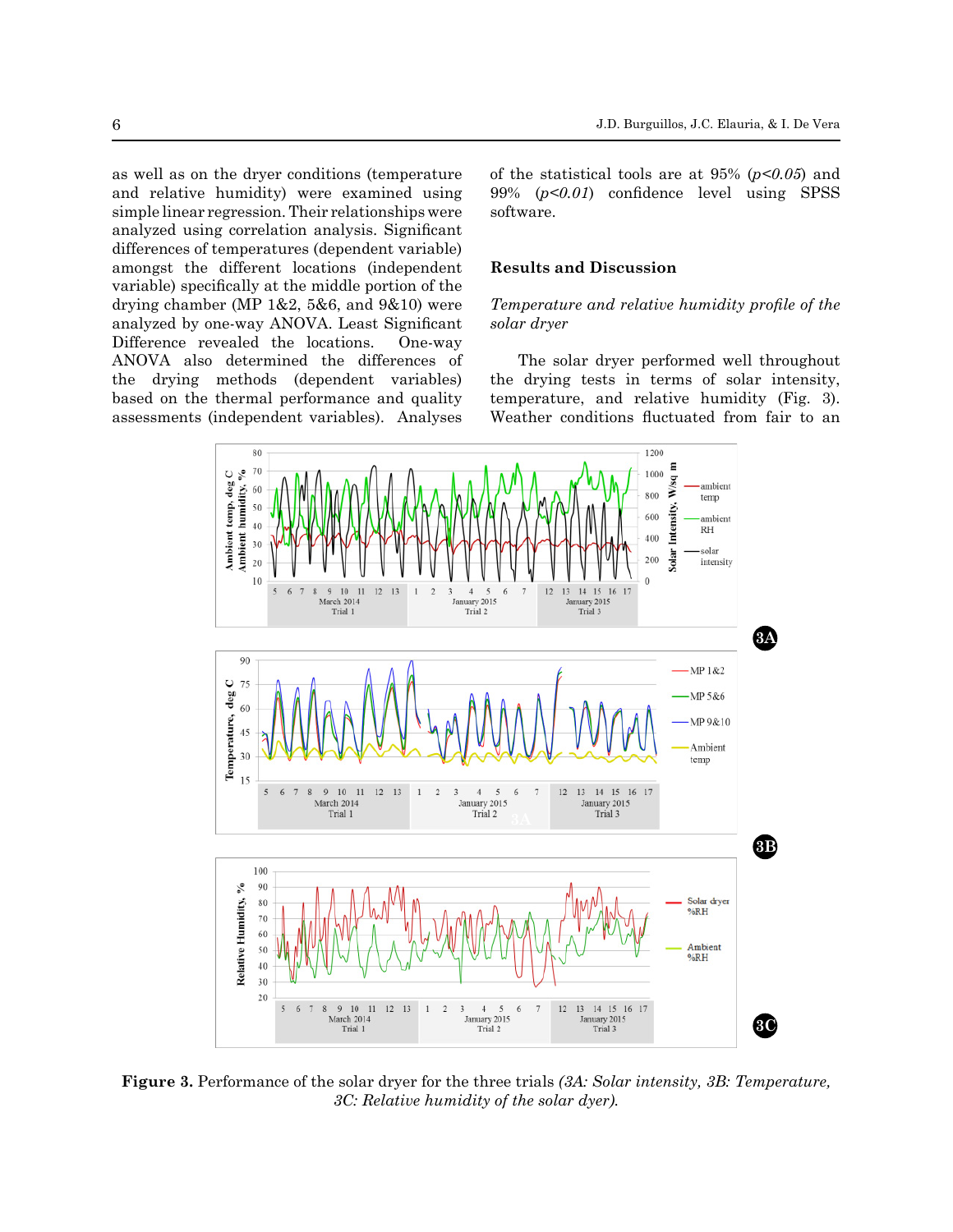as well as on the dryer conditions (temperature and relative humidity) were examined using simple linear regression. Their relationships were analyzed using correlation analysis. Significant differences of temperatures (dependent variable) amongst the different locations (independent variable) specifically at the middle portion of the drying chamber (MP 1&2, 5&6, and 9&10) were analyzed by one-way ANOVA. Least Significant Difference revealed the locations. One-way ANOVA also determined the differences of the drying methods (dependent variables) based on the thermal performance and quality assessments (independent variables). Analyses of the statistical tools are at 95% (*p<0.05*) and 99% (*p<0.01*) confidence level using SPSS software.

## Results and Discussion

### *Temperature and relative humidity profile of the solar dryer*

The solar dryer performed well throughout the drying tests in terms of solar intensity, temperature, and relative humidity (Fig. 3). Weather conditions fluctuated from fair to an

**Figure 3.** Performance of the solar dryer for the three trials *(3A: Solar intensity, 3B: Temperature, 3C: Relative humidity of the solar dyer).*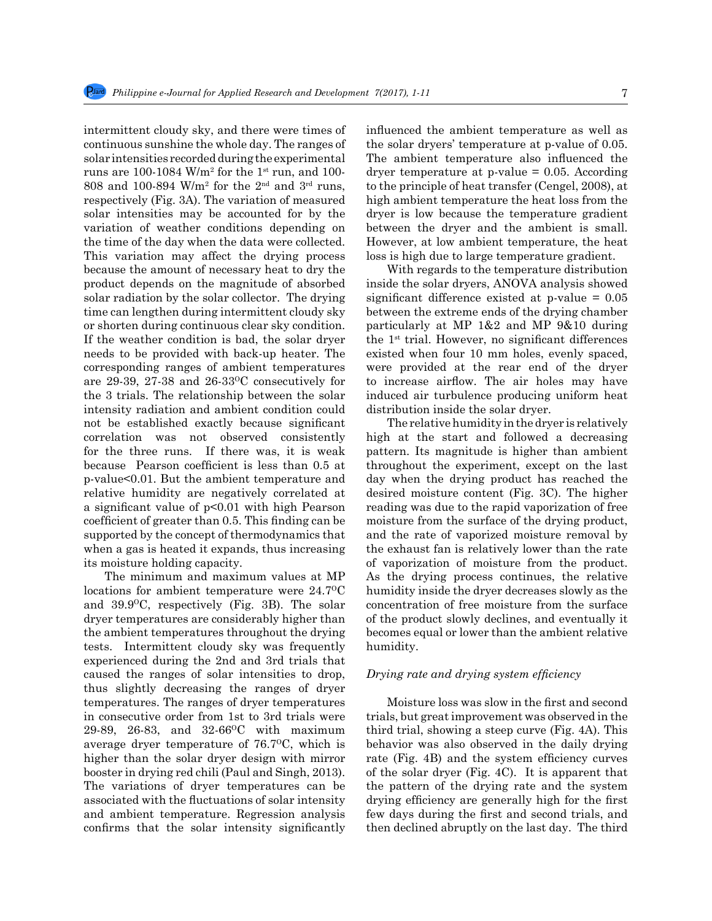intermittent cloudy sky, and there were times of continuous sunshine the whole day. The ranges of solar intensities recorded during the experimental runs are 100-1084 W/m$^2$ for the 1$^{st}$ run, and 100-808 and 100-894 W/m$^2$ for the 2$^{nd}$ and 3$^{rd}$ runs, respectively (Fig. 3A). The variation of measured solar intensities may be accounted for by the variation of weather conditions depending on the time of the day when the data were collected. This variation may affect the drying process because the amount of necessary heat to dry the product depends on the magnitude of absorbed solar radiation by the solar collector. The drying time can lengthen during intermittent cloudy sky or shorten during continuous clear sky condition. If the weather condition is bad, the solar dryer needs to be provided with back-up heater. The corresponding ranges of ambient temperatures are 29-39, 27-38 and 26-33$^{O}$C consecutively for the 3 trials. The relationship between the solar intensity radiation and ambient condition could not be established exactly because significant correlation was not observed consistently for the three runs. If there was, it is weak because Pearson coefficient is less than 0.5 at p-value<0.01. But the ambient temperature and relative humidity are negatively correlated at a significant value of p<0.01 with high Pearson coefficient of greater than 0.5. This finding can be supported by the concept of thermodynamics that when a gas is heated it expands, thus increasing its moisture holding capacity.

The minimum and maximum values at MP locations for ambient temperature were 24.7$^{O}$C and 39.9$^{O}$C, respectively (Fig. 3B). The solar dryer temperatures are considerably higher than the ambient temperatures throughout the drying tests. Intermittent cloudy sky was frequently experienced during the 2nd and 3rd trials that caused the ranges of solar intensities to drop, thus slightly decreasing the ranges of dryer temperatures. The ranges of dryer temperatures in consecutive order from 1st to 3rd trials were 29-89, 26-83, and 32-66$^{O}$C with maximum average dryer temperature of 76.7$^{O}$C, which is higher than the solar dryer design with mirror booster in drying red chili (Paul and Singh, 2013). The variations of dryer temperatures can be associated with the fluctuations of solar intensity and ambient temperature. Regression analysis confirms that the solar intensity significantly influenced the ambient temperature as well as the solar dryers' temperature at p-value of 0.05. The ambient temperature also influenced the dryer temperature at p-value = 0.05. According to the principle of heat transfer (Cengel, 2008), at high ambient temperature the heat loss from the dryer is low because the temperature gradient between the dryer and the ambient is small. However, at low ambient temperature, the heat loss is high due to large temperature gradient.

With regards to the temperature distribution inside the solar dryers, ANOVA analysis showed significant difference existed at p-value = 0.05 between the extreme ends of the drying chamber particularly at MP 1&2 and MP 9&10 during the 1$^{st}$ trial. However, no significant differences existed when four 10 mm holes, evenly spaced, were provided at the rear end of the dryer to increase airflow. The air holes may have induced air turbulence producing uniform heat distribution inside the solar dryer.

The relative humidity in the dryer is relatively high at the start and followed a decreasing pattern. Its magnitude is higher than ambient throughout the experiment, except on the last day when the drying product has reached the desired moisture content (Fig. 3C). The higher reading was due to the rapid vaporization of free moisture from the surface of the drying product, and the rate of vaporized moisture removal by the exhaust fan is relatively lower than the rate of vaporization of moisture from the product. As the drying process continues, the relative humidity inside the dryer decreases slowly as the concentration of free moisture from the surface of the product slowly declines, and eventually it becomes equal or lower than the ambient relative humidity.

### *Drying rate and drying system efficiency*

Moisture loss was slow in the first and second trials, but great improvement was observed in the third trial, showing a steep curve (Fig. 4A). This behavior was also observed in the daily drying rate (Fig. 4B) and the system efficiency curves of the solar dryer (Fig. 4C). It is apparent that the pattern of the drying rate and the system drying efficiency are generally high for the first few days during the first and second trials, and then declined abruptly on the last day. The third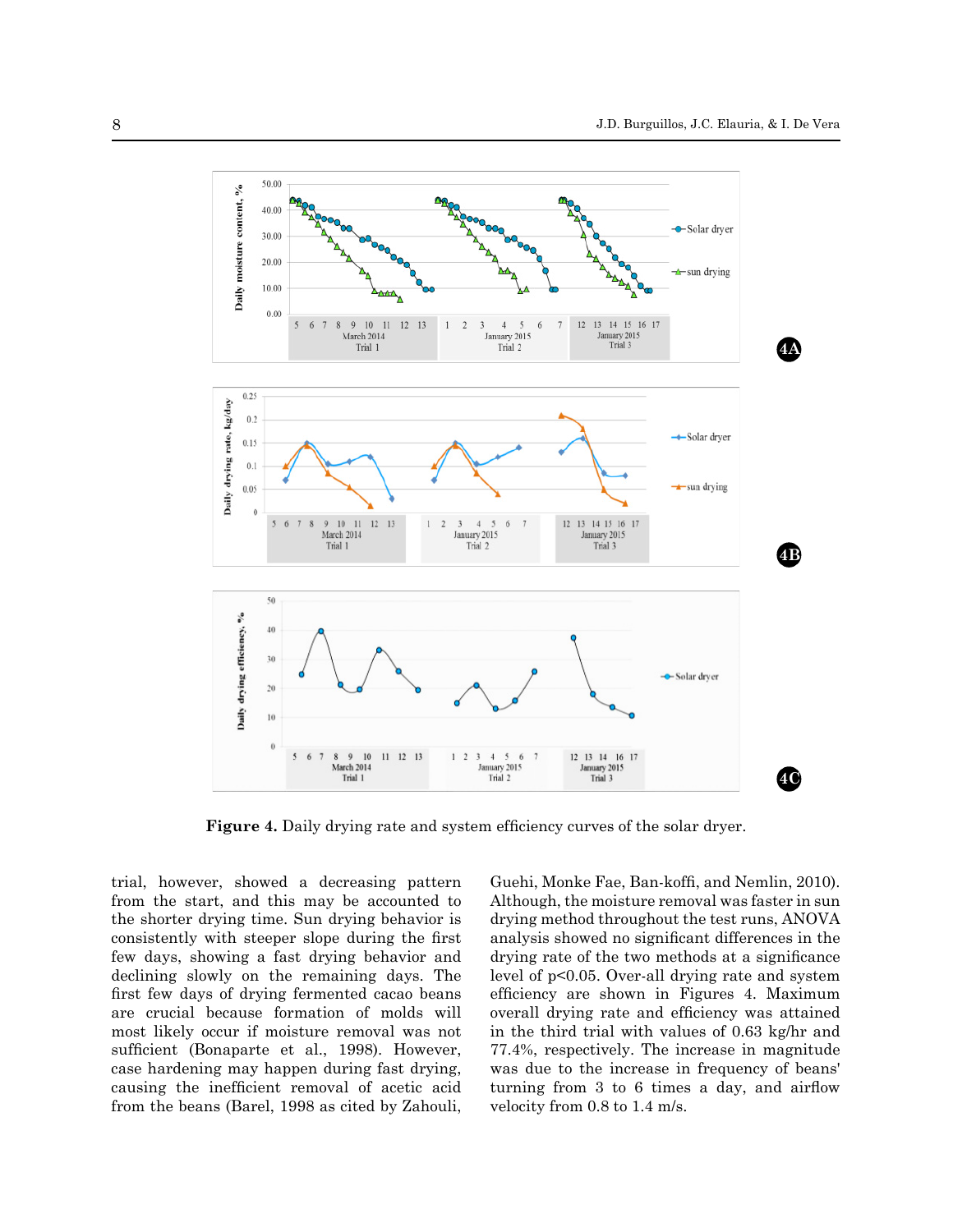**Figure 4.** Daily drying rate and system efficiency curves of the solar dryer.

trial, however, showed a decreasing pattern from the start, and this may be accounted to the shorter drying time. Sun drying behavior is consistently with steeper slope during the first few days, showing a fast drying behavior and declining slowly on the remaining days. The first few days of drying fermented cacao beans are crucial because formation of molds will most likely occur if moisture removal was not sufficient (Bonaparte et al., 1998). However, case hardening may happen during fast drying, causing the inefficient removal of acetic acid from the beans (Barel, 1998 as cited by Zahouli, Guehi, Monke Fae, Ban-koffi, and Nemlin, 2010). Although, the moisture removal was faster in sun drying method throughout the test runs, ANOVA analysis showed no significant differences in the drying rate of the two methods at a significance level of $p<0.05$. Over-all drying rate and system efficiency are shown in Figures 4. Maximum overall drying rate and efficiency was attained in the third trial with values of 0.63 kg/hr and 77.4%, respectively. The increase in magnitude was due to the increase in frequency of beans' turning from 3 to 6 times a day, and airflow velocity from 0.8 to 1.4 m/s.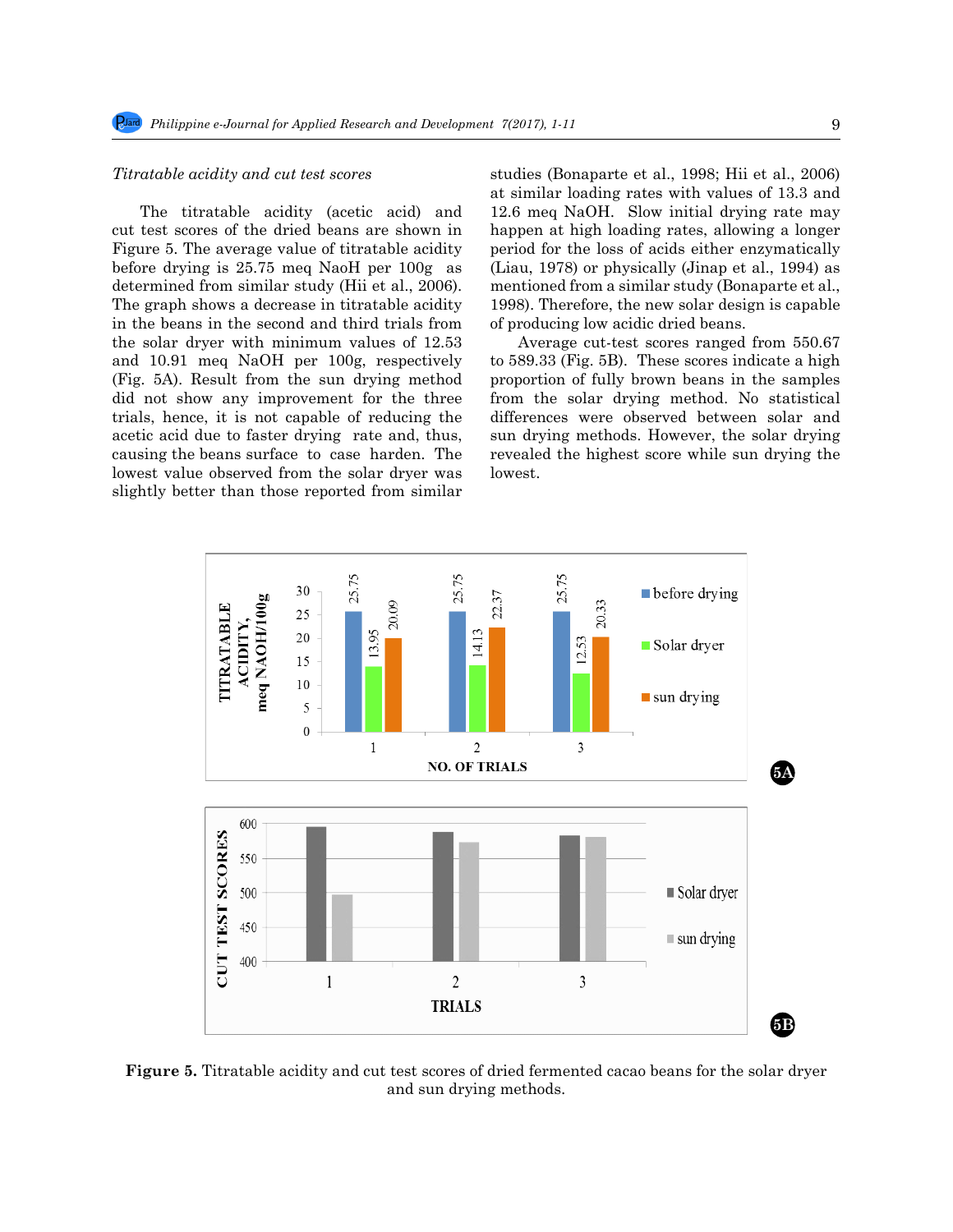*Titratable acidity and cut test scores*

The titratable acidity (acetic acid) and cut test scores of the dried beans are shown in Figure 5. The average value of titratable acidity before drying is 25.75 meq NaoH per 100g as determined from similar study (Hii et al., 2006). The graph shows a decrease in titratable acidity in the beans in the second and third trials from the solar dryer with minimum values of 12.53 and 10.91 meq NaOH per 100g, respectively (Fig. 5A). Result from the sun drying method did not show any improvement for the three trials, hence, it is not capable of reducing the acetic acid due to faster drying rate and, thus, causing the beans surface to case harden. The lowest value observed from the solar dryer was slightly better than those reported from similar studies (Bonaparte et al., 1998; Hii et al., 2006) at similar loading rates with values of 13.3 and 12.6 meq NaOH. Slow initial drying rate may happen at high loading rates, allowing a longer period for the loss of acids either enzymatically (Liau, 1978) or physically (Jinap et al., 1994) as mentioned from a similar study (Bonaparte et al., 1998). Therefore, the new solar design is capable of producing low acidic dried beans.

Average cut-test scores ranged from 550.67 to 589.33 (Fig. 5B). These scores indicate a high proportion of fully brown beans in the samples from the solar drying method. No statistical differences were observed between solar and sun drying methods. However, the solar drying revealed the highest score while sun drying the lowest.

**Figure 5.** Titratable acidity and cut test scores of dried fermented cacao beans for the solar dryer and sun drying methods.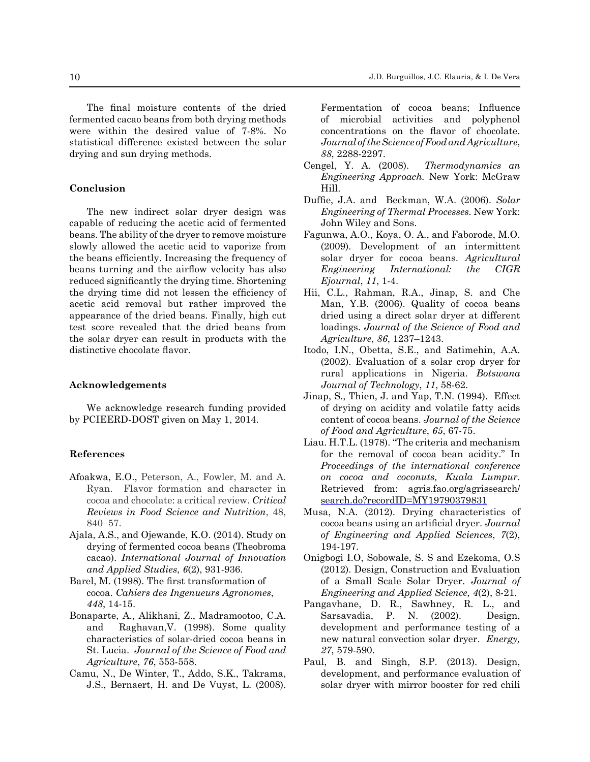The final moisture contents of the dried fermented cacao beans from both drying methods were within the desired value of 7-8%. No statistical difference existed between the solar drying and sun drying methods.

## Conclusion

The new indirect solar dryer design was capable of reducing the acetic acid of fermented beans. The ability of the dryer to remove moisture slowly allowed the acetic acid to vaporize from the beans efficiently. Increasing the frequency of beans turning and the airflow velocity has also reduced significantly the drying time. Shortening the drying time did not lessen the efficiency of acetic acid removal but rather improved the appearance of the dried beans. Finally, high cut test score revealed that the dried beans from the solar dryer can result in products with the distinctive chocolate flavor.

## Acknowledgements

We acknowledge research funding provided by PCIEERD-DOST given on May 1, 2014.

## References

Afoakwa, E.O., Peterson, A., Fowler, M. and A. Ryan. Flavor formation and character in cocoa and chocolate: a critical review. *Critical Reviews in Food Science and Nutrition*, 48, 840–57.

Ajala, A.S., and Ojewande, K.O. (2014). Study on drying of fermented cocoa beans (Theobroma cacao). *International Journal of Innovation and Applied Studies*, *6*(2), 931-936.

Barel, M. (1998). The first transformation of cocoa. *Cahiers des Ingenueurs Agronomes*, *448*, 14-15.

Bonaparte, A., Alikhani, Z., Madramootoo, C.A. and Raghavan,V. (1998). Some quality characteristics of solar-dried cocoa beans in St. Lucia. *Journal of the Science of Food and Agriculture*, *76*, 553-558.

Camu, N., De Winter, T., Addo, S.K., Takrama, J.S., Bernaert, H. and De Vuyst, L. (2008). Fermentation of cocoa beans; Influence of microbial activities and polyphenol concentrations on the flavor of chocolate. *Journal of the Science of Food and Agriculture*, *88*, 2288-2297.

Cengel, Y. A. (2008). *Thermodynamics an Engineering Approach.* New York: McGraw Hill.

Duffie, J.A. and Beckman, W.A. (2006). *Solar Engineering of Thermal Processes.* New York: John Wiley and Sons.

Fagunwa, A.O., Koya, O. A., and Faborode, M.O. (2009). Development of an intermittent solar dryer for cocoa beans. *Agricultural Engineering International: the CIGR Ejournal*, *11*, 1-4.

Hii, C.L., Rahman, R.A., Jinap, S. and Che Man, Y.B. (2006). Quality of cocoa beans dried using a direct solar dryer at different loadings. *Journal of the Science of Food and Agriculture*, *86*, 1237–1243.

Itodo, I.N., Obetta, S.E., and Satimehin, A.A. (2002). Evaluation of a solar crop dryer for rural applications in Nigeria. *Botswana Journal of Technology*, *11*, 58-62.

Jinap, S., Thien, J. and Yap, T.N. (1994). Effect of drying on acidity and volatile fatty acids content of cocoa beans. *Journal of the Science of Food and Agriculture*, *65*, 67-75.

Liau. H.T.L. (1978). "The criteria and mechanism for the removal of cocoa bean acidity." In *Proceedings of the international conference on cocoa and coconuts, Kuala Lumpur*. Retrieved from: agris.fao.org/agrissearch/search.do?recordID=MY19790379831

Musa, N.A. (2012). Drying characteristics of cocoa beans using an artificial dryer. *Journal of Engineering and Applied Sciences*, *7*(2), 194-197.

Onigbogi I.O, Sobowale, S. S and Ezekoma, O.S (2012). Design, Construction and Evaluation of a Small Scale Solar Dryer. *Journal of Engineering and Applied Science, 4*(2), 8-21.

Pangavhane, D. R., Sawhney, R. L., and Sarsavadia, P. N. (2002). Design, development and performance testing of a new natural convection solar dryer. *Energy, 27*, 579-590.

Paul, B. and Singh, S.P. (2013). Design, development, and performance evaluation of solar dryer with mirror booster for red chili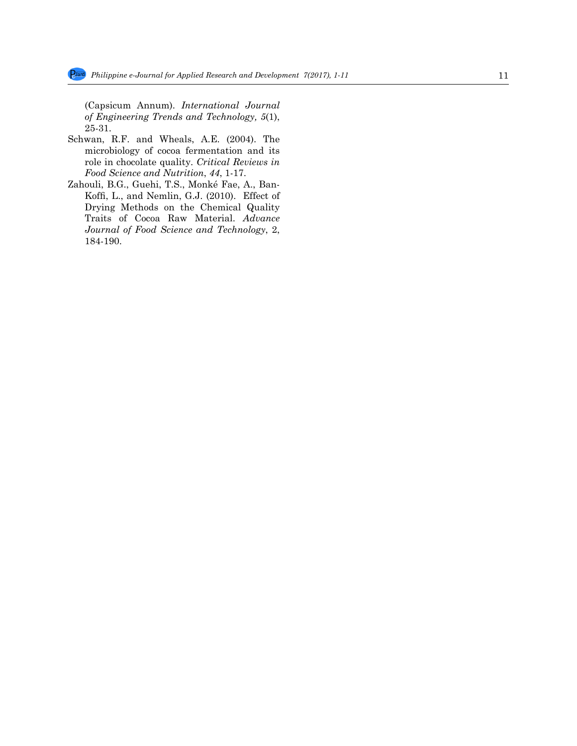(Capsicum Annum). *International Journal of Engineering Trends and Technology, 5*(1), 25-31.

Schwan, R.F. and Wheals, A.E. (2004). The microbiology of cocoa fermentation and its role in chocolate quality. *Critical Reviews in Food Science and Nutrition*, *44*, 1-17.

Zahouli, B.G., Guehi, T.S., Monké Fae, A., Ban-Koffi, L., and Nemlin, G.J. (2010). Effect of Drying Methods on the Chemical Quality Traits of Cocoa Raw Material. *Advance Journal of Food Science and Technology*, 2, 184-190.